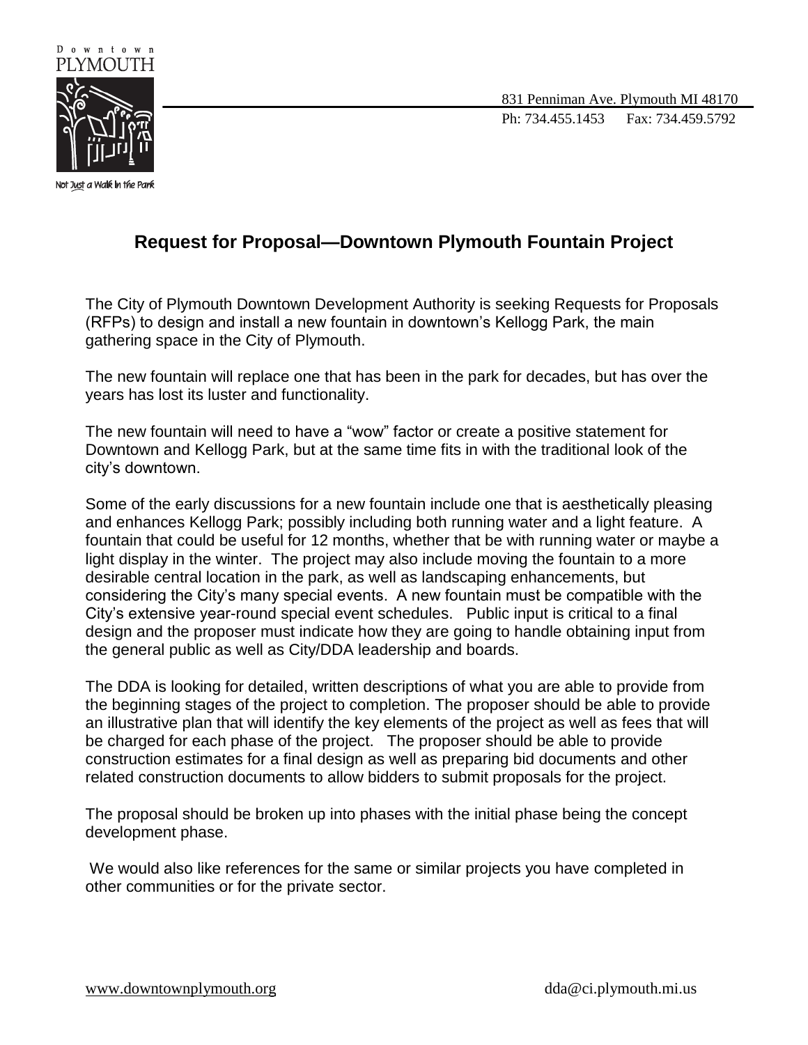Downtown PLYMOUTH

Not Just a Walk in the Park

831 Penniman Ave. Plymouth MI 48170

Ph: 734.455.1453 Fax: 734.459.5792

# Request for Proposal—Downtown Plymouth Fountain Project

The City of Plymouth Downtown Development Authority is seeking Requests for Proposals (RFPs) to design and install a new fountain in downtown's Kellogg Park, the main gathering space in the City of Plymouth.

The new fountain will replace one that has been in the park for decades, but has over the years has lost its luster and functionality.

The new fountain will need to have a "wow" factor or create a positive statement for Downtown and Kellogg Park, but at the same time fits in with the traditional look of the city's downtown.

Some of the early discussions for a new fountain include one that is aesthetically pleasing and enhances Kellogg Park; possibly including both running water and a light feature. A fountain that could be useful for 12 months, whether that be with running water or maybe a light display in the winter. The project may also include moving the fountain to a more desirable central location in the park, as well as landscaping enhancements, but considering the City's many special events. A new fountain must be compatible with the City's extensive year-round special event schedules. Public input is critical to a final design and the proposer must indicate how they are going to handle obtaining input from the general public as well as City/DDA leadership and boards.

The DDA is looking for detailed, written descriptions of what you are able to provide from the beginning stages of the project to completion. The proposer should be able to provide an illustrative plan that will identify the key elements of the project as well as fees that will be charged for each phase of the project. The proposer should be able to provide construction estimates for a final design as well as preparing bid documents and other related construction documents to allow bidders to submit proposals for the project.

The proposal should be broken up into phases with the initial phase being the concept development phase.

We would also like references for the same or similar projects you have completed in other communities or for the private sector.

www.downtownplymouth.org dda@ci.plymouth.mi.us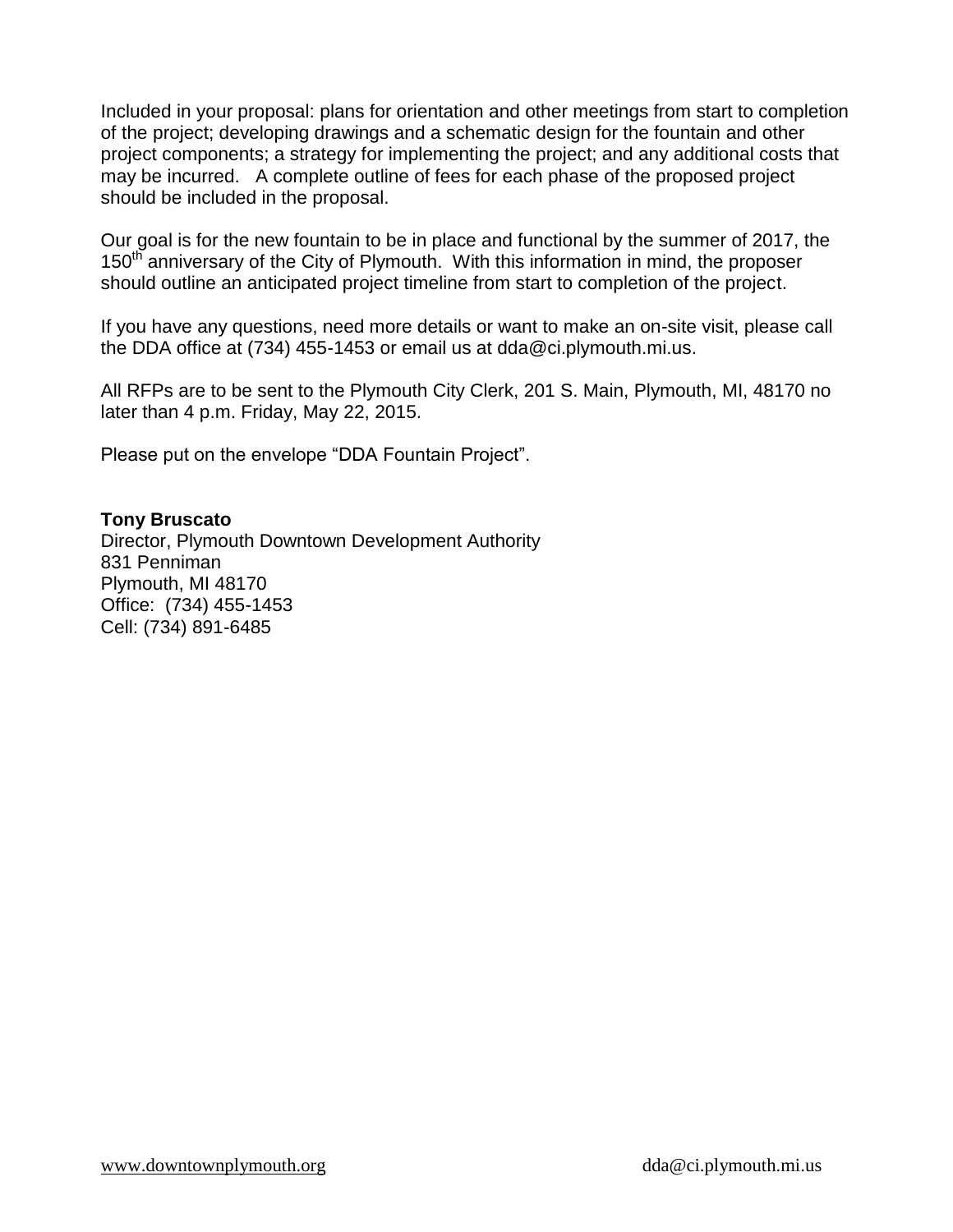Included in your proposal: plans for orientation and other meetings from start to completion of the project; developing drawings and a schematic design for the fountain and other project components; a strategy for implementing the project; and any additional costs that may be incurred. A complete outline of fees for each phase of the proposed project should be included in the proposal.

Our goal is for the new fountain to be in place and functional by the summer of 2017, the 150th anniversary of the City of Plymouth. With this information in mind, the proposer should outline an anticipated project timeline from start to completion of the project.

If you have any questions, need more details or want to make an on-site visit, please call the DDA office at (734) 455-1453 or email us at dda@ci.plymouth.mi.us.

All RFPs are to be sent to the Plymouth City Clerk, 201 S. Main, Plymouth, MI, 48170 no later than 4 p.m. Friday, May 22, 2015.

Please put on the envelope "DDA Fountain Project".

**Tony Bruscato**
Director, Plymouth Downtown Development Authority
831 Penniman
Plymouth, MI 48170
Office: (734) 455-1453
Cell: (734) 891-6485

www.downtownplymouth.org dda@ci.plymouth.mi.us